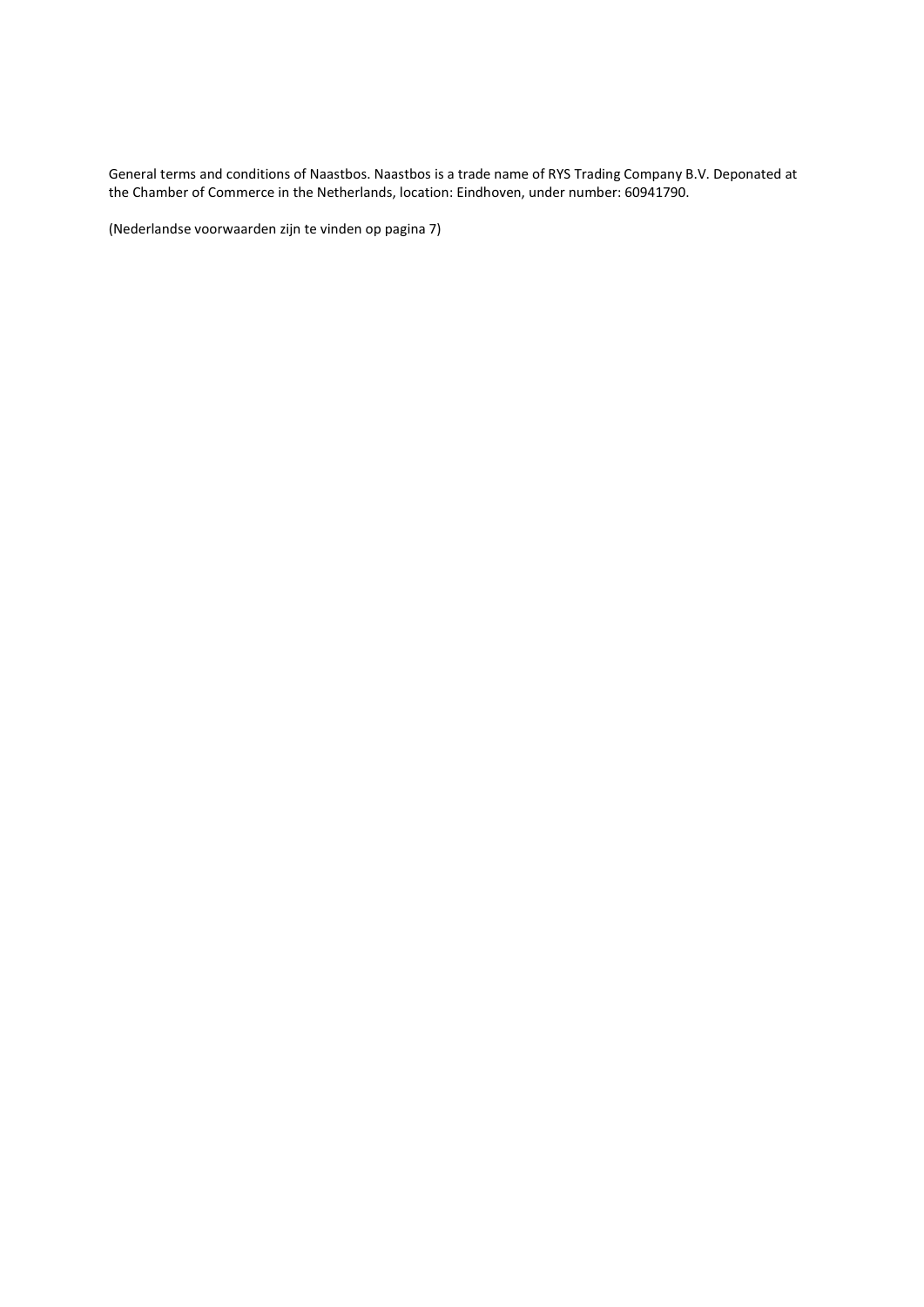General terms and conditions of Naastbos. Naastbos is a trade name of RYS Trading Company B.V. Deponated at the Chamber of Commerce in the Netherlands, location: Eindhoven, under number: 60941790.

(Nederlandse voorwaarden zijn te vinden op pagina 7)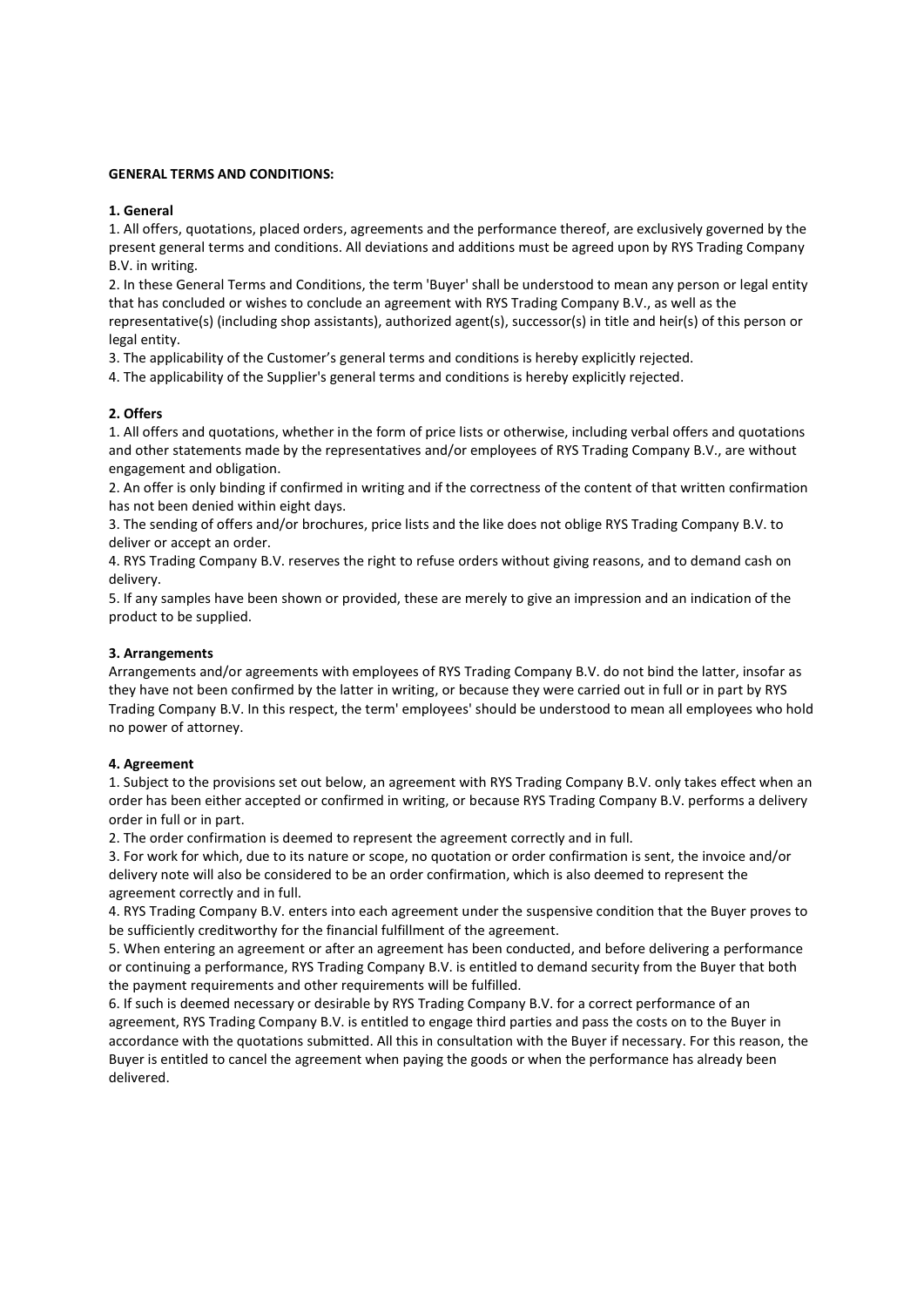**GENERAL TERMS AND CONDITIONS:**

**1. General**

1. All offers, quotations, placed orders, agreements and the performance thereof, are exclusively governed by the present general terms and conditions. All deviations and additions must be agreed upon by RYS Trading Company B.V. in writing.
2. In these General Terms and Conditions, the term 'Buyer' shall be understood to mean any person or legal entity that has concluded or wishes to conclude an agreement with RYS Trading Company B.V., as well as the representative(s) (including shop assistants), authorized agent(s), successor(s) in title and heir(s) of this person or legal entity.
3. The applicability of the Customer's general terms and conditions is hereby explicitly rejected.
4. The applicability of the Supplier's general terms and conditions is hereby explicitly rejected.

**2. Offers**

1. All offers and quotations, whether in the form of price lists or otherwise, including verbal offers and quotations and other statements made by the representatives and/or employees of RYS Trading Company B.V., are without engagement and obligation.
2. An offer is only binding if confirmed in writing and if the correctness of the content of that written confirmation has not been denied within eight days.
3. The sending of offers and/or brochures, price lists and the like does not oblige RYS Trading Company B.V. to deliver or accept an order.
4. RYS Trading Company B.V. reserves the right to refuse orders without giving reasons, and to demand cash on delivery.
5. If any samples have been shown or provided, these are merely to give an impression and an indication of the product to be supplied.

**3. Arrangements**

Arrangements and/or agreements with employees of RYS Trading Company B.V. do not bind the latter, insofar as they have not been confirmed by the latter in writing, or because they were carried out in full or in part by RYS Trading Company B.V. In this respect, the term' employees' should be understood to mean all employees who hold no power of attorney.

**4. Agreement**

1. Subject to the provisions set out below, an agreement with RYS Trading Company B.V. only takes effect when an order has been either accepted or confirmed in writing, or because RYS Trading Company B.V. performs a delivery order in full or in part.
2. The order confirmation is deemed to represent the agreement correctly and in full.
3. For work for which, due to its nature or scope, no quotation or order confirmation is sent, the invoice and/or delivery note will also be considered to be an order confirmation, which is also deemed to represent the agreement correctly and in full.
4. RYS Trading Company B.V. enters into each agreement under the suspensive condition that the Buyer proves to be sufficiently creditworthy for the financial fulfillment of the agreement.
5. When entering an agreement or after an agreement has been conducted, and before delivering a performance or continuing a performance, RYS Trading Company B.V. is entitled to demand security from the Buyer that both the payment requirements and other requirements will be fulfilled.
6. If such is deemed necessary or desirable by RYS Trading Company B.V. for a correct performance of an agreement, RYS Trading Company B.V. is entitled to engage third parties and pass the costs on to the Buyer in accordance with the quotations submitted. All this in consultation with the Buyer if necessary. For this reason, the Buyer is entitled to cancel the agreement when paying the goods or when the performance has already been delivered.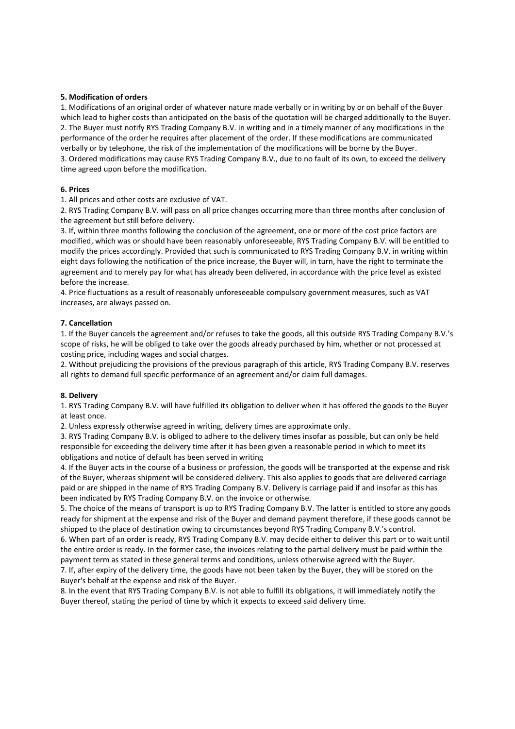**5. Modification of orders**

1. Modifications of an original order of whatever nature made verbally or in writing by or on behalf of the Buyer which lead to higher costs than anticipated on the basis of the quotation will be charged additionally to the Buyer.
2. The Buyer must notify RYS Trading Company B.V. in writing and in a timely manner of any modifications in the performance of the order he requires after placement of the order. If these modifications are communicated verbally or by telephone, the risk of the implementation of the modifications will be borne by the Buyer.
3. Ordered modifications may cause RYS Trading Company B.V., due to no fault of its own, to exceed the delivery time agreed upon before the modification.

**6. Prices**

1. All prices and other costs are exclusive of VAT.
2. RYS Trading Company B.V. will pass on all price changes occurring more than three months after conclusion of the agreement but still before delivery.
3. If, within three months following the conclusion of the agreement, one or more of the cost price factors are modified, which was or should have been reasonably unforeseeable, RYS Trading Company B.V. will be entitled to modify the prices accordingly. Provided that such is communicated to RYS Trading Company B.V. in writing within eight days following the notification of the price increase, the Buyer will, in turn, have the right to terminate the agreement and to merely pay for what has already been delivered, in accordance with the price level as existed before the increase.
4. Price fluctuations as a result of reasonably unforeseeable compulsory government measures, such as VAT increases, are always passed on.

**7. Cancellation**

1. If the Buyer cancels the agreement and/or refuses to take the goods, all this outside RYS Trading Company B.V.'s scope of risks, he will be obliged to take over the goods already purchased by him, whether or not processed at costing price, including wages and social charges.
2. Without prejudicing the provisions of the previous paragraph of this article, RYS Trading Company B.V. reserves all rights to demand full specific performance of an agreement and/or claim full damages.

**8. Delivery**

1. RYS Trading Company B.V. will have fulfilled its obligation to deliver when it has offered the goods to the Buyer at least once.
2. Unless expressly otherwise agreed in writing, delivery times are approximate only.
3. RYS Trading Company B.V. is obliged to adhere to the delivery times insofar as possible, but can only be held responsible for exceeding the delivery time after it has been given a reasonable period in which to meet its obligations and notice of default has been served in writing
4. If the Buyer acts in the course of a business or profession, the goods will be transported at the expense and risk of the Buyer, whereas shipment will be considered delivery. This also applies to goods that are delivered carriage paid or are shipped in the name of RYS Trading Company B.V. Delivery is carriage paid if and insofar as this has been indicated by RYS Trading Company B.V. on the invoice or otherwise.
5. The choice of the means of transport is up to RYS Trading Company B.V. The latter is entitled to store any goods ready for shipment at the expense and risk of the Buyer and demand payment therefore, if these goods cannot be shipped to the place of destination owing to circumstances beyond RYS Trading Company B.V.'s control.
6. When part of an order is ready, RYS Trading Company B.V. may decide either to deliver this part or to wait until the entire order is ready. In the former case, the invoices relating to the partial delivery must be paid within the payment term as stated in these general terms and conditions, unless otherwise agreed with the Buyer.
7. If, after expiry of the delivery time, the goods have not been taken by the Buyer, they will be stored on the Buyer's behalf at the expense and risk of the Buyer.
8. In the event that RYS Trading Company B.V. is not able to fulfill its obligations, it will immediately notify the Buyer thereof, stating the period of time by which it expects to exceed said delivery time.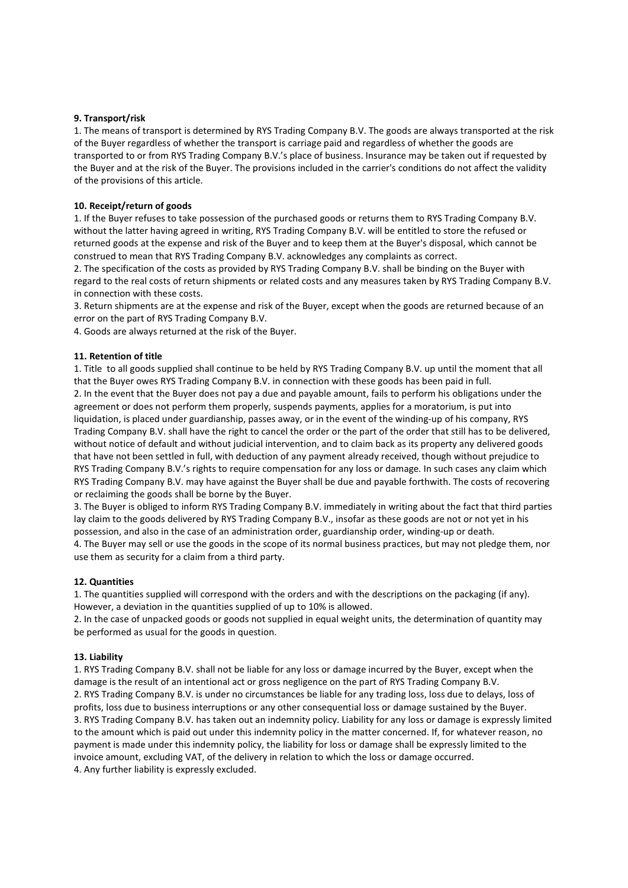**9. Transport/risk**

1. The means of transport is determined by RYS Trading Company B.V. The goods are always transported at the risk of the Buyer regardless of whether the transport is carriage paid and regardless of whether the goods are transported to or from RYS Trading Company B.V.'s place of business. Insurance may be taken out if requested by the Buyer and at the risk of the Buyer. The provisions included in the carrier's conditions do not affect the validity of the provisions of this article.

**10. Receipt/return of goods**

1. If the Buyer refuses to take possession of the purchased goods or returns them to RYS Trading Company B.V. without the latter having agreed in writing, RYS Trading Company B.V. will be entitled to store the refused or returned goods at the expense and risk of the Buyer and to keep them at the Buyer's disposal, which cannot be construed to mean that RYS Trading Company B.V. acknowledges any complaints as correct.
2. The specification of the costs as provided by RYS Trading Company B.V. shall be binding on the Buyer with regard to the real costs of return shipments or related costs and any measures taken by RYS Trading Company B.V. in connection with these costs.
3. Return shipments are at the expense and risk of the Buyer, except when the goods are returned because of an error on the part of RYS Trading Company B.V.
4. Goods are always returned at the risk of the Buyer.

**11. Retention of title**

1. Title to all goods supplied shall continue to be held by RYS Trading Company B.V. up until the moment that all that the Buyer owes RYS Trading Company B.V. in connection with these goods has been paid in full.
2. In the event that the Buyer does not pay a due and payable amount, fails to perform his obligations under the agreement or does not perform them properly, suspends payments, applies for a moratorium, is put into liquidation, is placed under guardianship, passes away, or in the event of the winding-up of his company, RYS Trading Company B.V. shall have the right to cancel the order or the part of the order that still has to be delivered, without notice of default and without judicial intervention, and to claim back as its property any delivered goods that have not been settled in full, with deduction of any payment already received, though without prejudice to RYS Trading Company B.V.'s rights to require compensation for any loss or damage. In such cases any claim which RYS Trading Company B.V. may have against the Buyer shall be due and payable forthwith. The costs of recovering or reclaiming the goods shall be borne by the Buyer.
3. The Buyer is obliged to inform RYS Trading Company B.V. immediately in writing about the fact that third parties lay claim to the goods delivered by RYS Trading Company B.V., insofar as these goods are not or not yet in his possession, and also in the case of an administration order, guardianship order, winding-up or death.
4. The Buyer may sell or use the goods in the scope of its normal business practices, but may not pledge them, nor use them as security for a claim from a third party.

**12. Quantities**

1. The quantities supplied will correspond with the orders and with the descriptions on the packaging (if any). However, a deviation in the quantities supplied of up to 10% is allowed.
2. In the case of unpacked goods or goods not supplied in equal weight units, the determination of quantity may be performed as usual for the goods in question.

**13. Liability**

1. RYS Trading Company B.V. shall not be liable for any loss or damage incurred by the Buyer, except when the damage is the result of an intentional act or gross negligence on the part of RYS Trading Company B.V.
2. RYS Trading Company B.V. is under no circumstances be liable for any trading loss, loss due to delays, loss of profits, loss due to business interruptions or any other consequential loss or damage sustained by the Buyer.
3. RYS Trading Company B.V. has taken out an indemnity policy. Liability for any loss or damage is expressly limited to the amount which is paid out under this indemnity policy in the matter concerned. If, for whatever reason, no payment is made under this indemnity policy, the liability for loss or damage shall be expressly limited to the invoice amount, excluding VAT, of the delivery in relation to which the loss or damage occurred.
4. Any further liability is expressly excluded.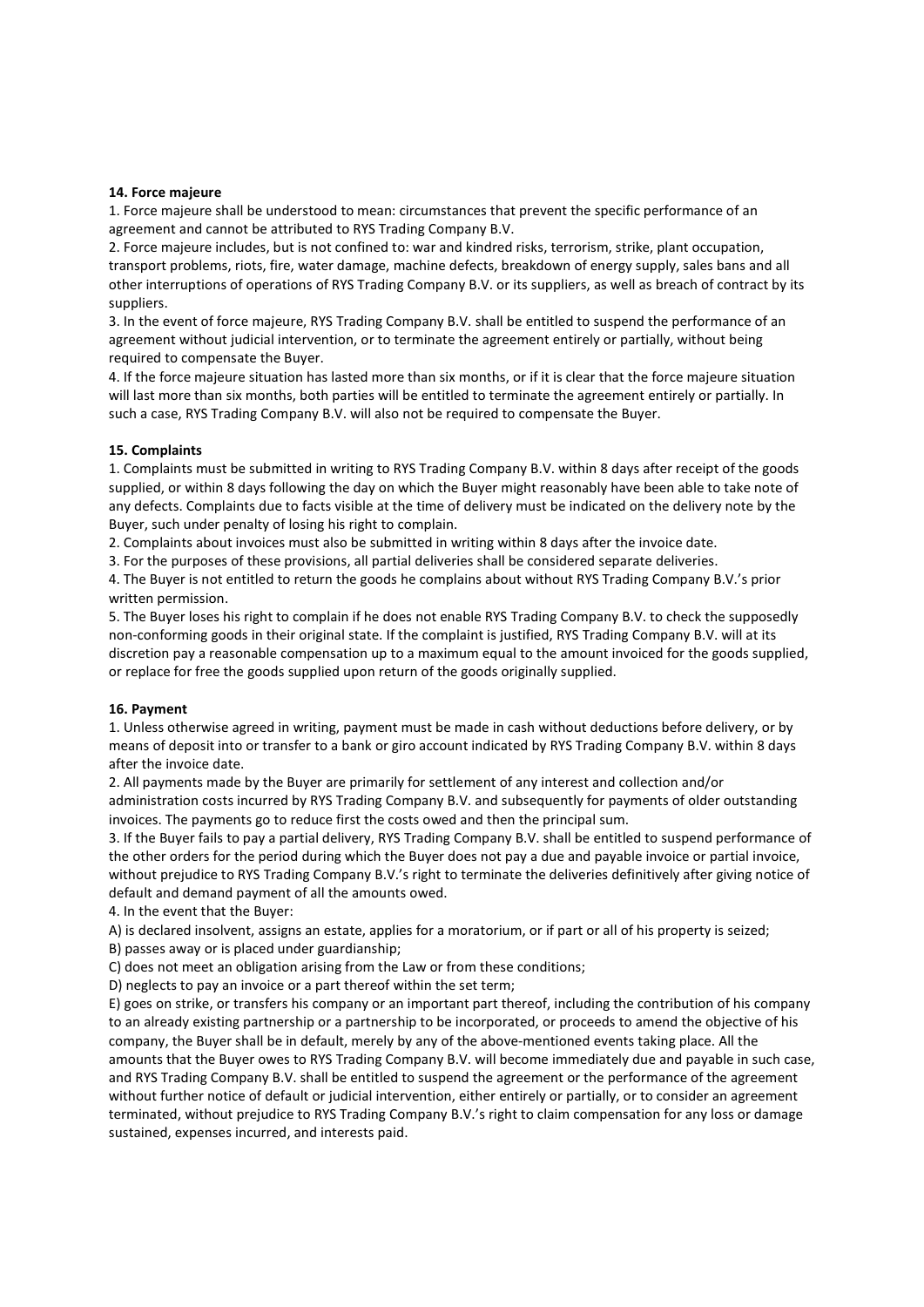**14. Force majeure**

1. Force majeure shall be understood to mean: circumstances that prevent the specific performance of an agreement and cannot be attributed to RYS Trading Company B.V.
2. Force majeure includes, but is not confined to: war and kindred risks, terrorism, strike, plant occupation, transport problems, riots, fire, water damage, machine defects, breakdown of energy supply, sales bans and all other interruptions of operations of RYS Trading Company B.V. or its suppliers, as well as breach of contract by its suppliers.
3. In the event of force majeure, RYS Trading Company B.V. shall be entitled to suspend the performance of an agreement without judicial intervention, or to terminate the agreement entirely or partially, without being required to compensate the Buyer.
4. If the force majeure situation has lasted more than six months, or if it is clear that the force majeure situation will last more than six months, both parties will be entitled to terminate the agreement entirely or partially. In such a case, RYS Trading Company B.V. will also not be required to compensate the Buyer.

**15. Complaints**

1. Complaints must be submitted in writing to RYS Trading Company B.V. within 8 days after receipt of the goods supplied, or within 8 days following the day on which the Buyer might reasonably have been able to take note of any defects. Complaints due to facts visible at the time of delivery must be indicated on the delivery note by the Buyer, such under penalty of losing his right to complain.
2. Complaints about invoices must also be submitted in writing within 8 days after the invoice date.
3. For the purposes of these provisions, all partial deliveries shall be considered separate deliveries.
4. The Buyer is not entitled to return the goods he complains about without RYS Trading Company B.V.'s prior written permission.
5. The Buyer loses his right to complain if he does not enable RYS Trading Company B.V. to check the supposedly non-conforming goods in their original state. If the complaint is justified, RYS Trading Company B.V. will at its discretion pay a reasonable compensation up to a maximum equal to the amount invoiced for the goods supplied, or replace for free the goods supplied upon return of the goods originally supplied.

**16. Payment**

1. Unless otherwise agreed in writing, payment must be made in cash without deductions before delivery, or by means of deposit into or transfer to a bank or giro account indicated by RYS Trading Company B.V. within 8 days after the invoice date.
2. All payments made by the Buyer are primarily for settlement of any interest and collection and/or administration costs incurred by RYS Trading Company B.V. and subsequently for payments of older outstanding invoices. The payments go to reduce first the costs owed and then the principal sum.
3. If the Buyer fails to pay a partial delivery, RYS Trading Company B.V. shall be entitled to suspend performance of the other orders for the period during which the Buyer does not pay a due and payable invoice or partial invoice, without prejudice to RYS Trading Company B.V.'s right to terminate the deliveries definitively after giving notice of default and demand payment of all the amounts owed.
4. In the event that the Buyer:

A) is declared insolvent, assigns an estate, applies for a moratorium, or if part or all of his property is seized;
B) passes away or is placed under guardianship;
C) does not meet an obligation arising from the Law or from these conditions;
D) neglects to pay an invoice or a part thereof within the set term;
E) goes on strike, or transfers his company or an important part thereof, including the contribution of his company to an already existing partnership or a partnership to be incorporated, or proceeds to amend the objective of his company, the Buyer shall be in default, merely by any of the above-mentioned events taking place. All the amounts that the Buyer owes to RYS Trading Company B.V. will become immediately due and payable in such case, and RYS Trading Company B.V. shall be entitled to suspend the agreement or the performance of the agreement without further notice of default or judicial intervention, either entirely or partially, or to consider an agreement terminated, without prejudice to RYS Trading Company B.V.'s right to claim compensation for any loss or damage sustained, expenses incurred, and interests paid.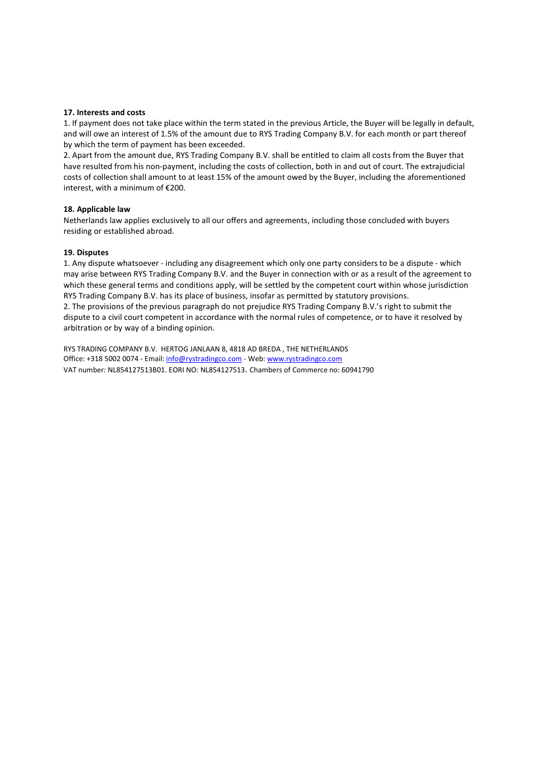**17. Interests and costs**

1. If payment does not take place within the term stated in the previous Article, the Buyer will be legally in default, and will owe an interest of 1.5% of the amount due to RYS Trading Company B.V. for each month or part thereof by which the term of payment has been exceeded.
2. Apart from the amount due, RYS Trading Company B.V. shall be entitled to claim all costs from the Buyer that have resulted from his non-payment, including the costs of collection, both in and out of court. The extrajudicial costs of collection shall amount to at least 15% of the amount owed by the Buyer, including the aforementioned interest, with a minimum of €200.

**18. Applicable law**

Netherlands law applies exclusively to all our offers and agreements, including those concluded with buyers residing or established abroad.

**19. Disputes**

1. Any dispute whatsoever - including any disagreement which only one party considers to be a dispute - which may arise between RYS Trading Company B.V. and the Buyer in connection with or as a result of the agreement to which these general terms and conditions apply, will be settled by the competent court within whose jurisdiction RYS Trading Company B.V. has its place of business, insofar as permitted by statutory provisions.
2. The provisions of the previous paragraph do not prejudice RYS Trading Company B.V.'s right to submit the dispute to a civil court competent in accordance with the normal rules of competence, or to have it resolved by arbitration or by way of a binding opinion.

RYS TRADING COMPANY B.V. HERTOG JANLAAN 8, 4818 AD BREDA , THE NETHERLANDS
Office: +318 5002 0074 - Email: info@rystradingco.com - Web: www.rystradingco.com
VAT number: NL854127513B01. EORI NO: NL854127513. Chambers of Commerce no: 60941790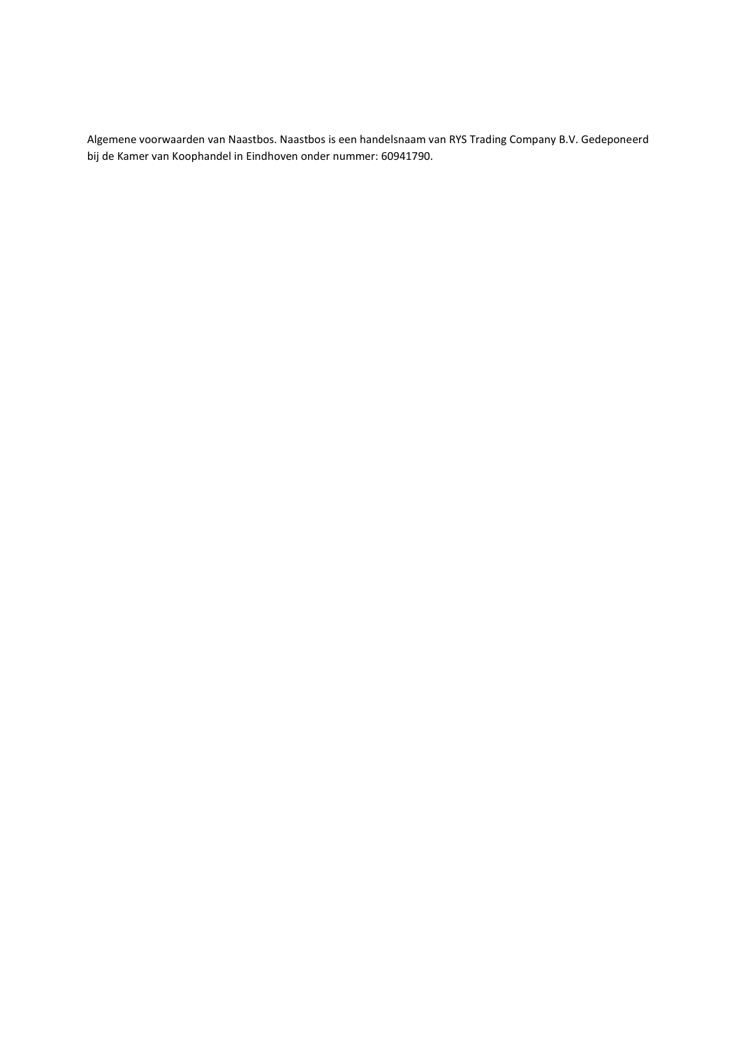Algemene voorwaarden van Naastbos. Naastbos is een handelsnaam van RYS Trading Company B.V. Gedeponeerd bij de Kamer van Koophandel in Eindhoven onder nummer: 60941790.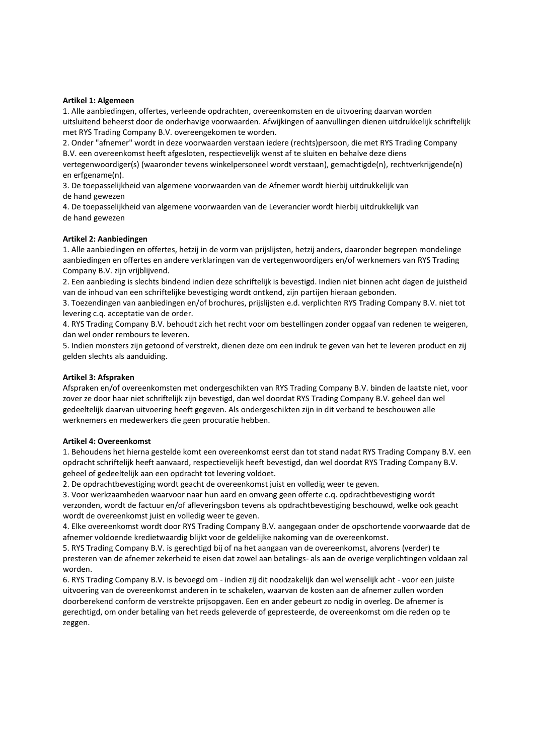**Artikel 1: Algemeen**

1. Alle aanbiedingen, offertes, verleende opdrachten, overeenkomsten en de uitvoering daarvan worden uitsluitend beheerst door de onderhavige voorwaarden. Afwijkingen of aanvullingen dienen uitdrukkelijk schriftelijk met RYS Trading Company B.V. overeengekomen te worden.
2. Onder "afnemer" wordt in deze voorwaarden verstaan iedere (rechts)persoon, die met RYS Trading Company B.V. een overeenkomst heeft afgesloten, respectievelijk wenst af te sluiten en behalve deze diens vertegenwoordiger(s) (waaronder tevens winkelpersoneel wordt verstaan), gemachtigde(n), rechtverkrijgende(n) en erfgename(n).
3. De toepasselijkheid van algemene voorwaarden van de Afnemer wordt hierbij uitdrukkelijk van de hand gewezen
4. De toepasselijkheid van algemene voorwaarden van de Leverancier wordt hierbij uitdrukkelijk van de hand gewezen

**Artikel 2: Aanbiedingen**

1. Alle aanbiedingen en offertes, hetzij in de vorm van prijslijsten, hetzij anders, daaronder begrepen mondelinge aanbiedingen en offertes en andere verklaringen van de vertegenwoordigers en/of werknemers van RYS Trading Company B.V. zijn vrijblijvend.
2. Een aanbieding is slechts bindend indien deze schriftelijk is bevestigd. Indien niet binnen acht dagen de juistheid van de inhoud van een schriftelijke bevestiging wordt ontkend, zijn partijen hieraan gebonden.
3. Toezendingen van aanbiedingen en/of brochures, prijslijsten e.d. verplichten RYS Trading Company B.V. niet tot levering c.q. acceptatie van de order.
4. RYS Trading Company B.V. behoudt zich het recht voor om bestellingen zonder opgaaf van redenen te weigeren, dan wel onder rembours te leveren.
5. Indien monsters zijn getoond of verstrekt, dienen deze om een indruk te geven van het te leveren product en zij gelden slechts als aanduiding.

**Artikel 3: Afspraken**

Afspraken en/of overeenkomsten met ondergeschikten van RYS Trading Company B.V. binden de laatste niet, voor zover ze door haar niet schriftelijk zijn bevestigd, dan wel doordat RYS Trading Company B.V. geheel dan wel gedeeltelijk daarvan uitvoering heeft gegeven. Als ondergeschikten zijn in dit verband te beschouwen alle werknemers en medewerkers die geen procuratie hebben.

**Artikel 4: Overeenkomst**

1. Behoudens het hierna gestelde komt een overeenkomst eerst dan tot stand nadat RYS Trading Company B.V. een opdracht schriftelijk heeft aanvaard, respectievelijk heeft bevestigd, dan wel doordat RYS Trading Company B.V. geheel of gedeeltelijk aan een opdracht tot levering voldoet.
2. De opdrachtbevestiging wordt geacht de overeenkomst juist en volledig weer te geven.
3. Voor werkzaamheden waarvoor naar hun aard en omvang geen offerte c.q. opdrachtbevestiging wordt verzonden, wordt de factuur en/of afleveringsbon tevens als opdrachtbevestiging beschouwd, welke ook geacht wordt de overeenkomst juist en volledig weer te geven.
4. Elke overeenkomst wordt door RYS Trading Company B.V. aangegaan onder de opschortende voorwaarde dat de afnemer voldoende kredietwaardig blijkt voor de geldelijke nakoming van de overeenkomst.
5. RYS Trading Company B.V. is gerechtigd bij of na het aangaan van de overeenkomst, alvorens (verder) te presteren van de afnemer zekerheid te eisen dat zowel aan betalings- als aan de overige verplichtingen voldaan zal worden.
6. RYS Trading Company B.V. is bevoegd om - indien zij dit noodzakelijk dan wel wenselijk acht - voor een juiste uitvoering van de overeenkomst anderen in te schakelen, waarvan de kosten aan de afnemer zullen worden doorberekend conform de verstrekte prijsopgaven. Een en ander gebeurt zo nodig in overleg. De afnemer is gerechtigd, om onder betaling van het reeds geleverde of gepresteerde, de overeenkomst om die reden op te zeggen.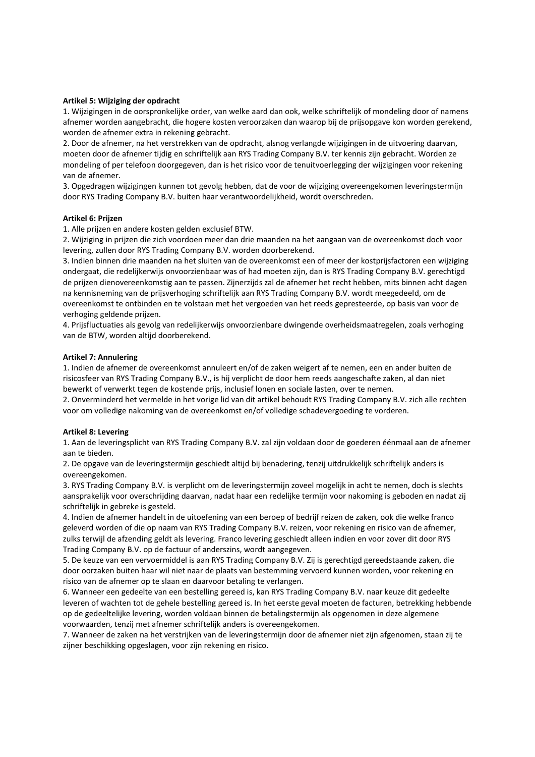**Artikel 5: Wijziging der opdracht**

1. Wijzigingen in de oorspronkelijke order, van welke aard dan ook, welke schriftelijk of mondeling door of namens afnemer worden aangebracht, die hogere kosten veroorzaken dan waarop bij de prijsopgave kon worden gerekend, worden de afnemer extra in rekening gebracht.
2. Door de afnemer, na het verstrekken van de opdracht, alsnog verlangde wijzigingen in de uitvoering daarvan, moeten door de afnemer tijdig en schriftelijk aan RYS Trading Company B.V. ter kennis zijn gebracht. Worden ze mondeling of per telefoon doorgegeven, dan is het risico voor de tenuitvoerlegging der wijzigingen voor rekening van de afnemer.
3. Opgedragen wijzigingen kunnen tot gevolg hebben, dat de voor de wijziging overeengekomen leveringstermijn door RYS Trading Company B.V. buiten haar verantwoordelijkheid, wordt overschreden.

**Artikel 6: Prijzen**

1. Alle prijzen en andere kosten gelden exclusief BTW.
2. Wijziging in prijzen die zich voordoen meer dan drie maanden na het aangaan van de overeenkomst doch voor levering, zullen door RYS Trading Company B.V. worden doorberekend.
3. Indien binnen drie maanden na het sluiten van de overeenkomst een of meer der kostprijsfactoren een wijziging ondergaat, die redelijkerwijs onvoorzienbaar was of had moeten zijn, dan is RYS Trading Company B.V. gerechtigd de prijzen dienovereenkomstig aan te passen. Zijnerzijds zal de afnemer het recht hebben, mits binnen acht dagen na kennisneming van de prijsverhoging schriftelijk aan RYS Trading Company B.V. wordt meegedeeld, om de overeenkomst te ontbinden en te volstaan met het vergoeden van het reeds gepresteerde, op basis van voor de verhoging geldende prijzen.
4. Prijsfluctuaties als gevolg van redelijkerwijs onvoorzienbare dwingende overheidsmaatregelen, zoals verhoging van de BTW, worden altijd doorberekend.

**Artikel 7: Annulering**

1. Indien de afnemer de overeenkomst annuleert en/of de zaken weigert af te nemen, een en ander buiten de risicosfeer van RYS Trading Company B.V., is hij verplicht de door hem reeds aangeschafte zaken, al dan niet bewerkt of verwerkt tegen de kostende prijs, inclusief lonen en sociale lasten, over te nemen.
2. Onverminderd het vermelde in het vorige lid van dit artikel behoudt RYS Trading Company B.V. zich alle rechten voor om volledige nakoming van de overeenkomst en/of volledige schadevergoeding te vorderen.

**Artikel 8: Levering**

1. Aan de leveringsplicht van RYS Trading Company B.V. zal zijn voldaan door de goederen éénmaal aan de afnemer aan te bieden.
2. De opgave van de leveringstermijn geschiedt altijd bij benadering, tenzij uitdrukkelijk schriftelijk anders is overeengekomen.
3. RYS Trading Company B.V. is verplicht om de leveringstermijn zoveel mogelijk in acht te nemen, doch is slechts aansprakelijk voor overschrijding daarvan, nadat haar een redelijke termijn voor nakoming is geboden en nadat zij schriftelijk in gebreke is gesteld.
4. Indien de afnemer handelt in de uitoefening van een beroep of bedrijf reizen de zaken, ook die welke franco geleverd worden of die op naam van RYS Trading Company B.V. reizen, voor rekening en risico van de afnemer, zulks terwijl de afzending geldt als levering. Franco levering geschiedt alleen indien en voor zover dit door RYS Trading Company B.V. op de factuur of anderszins, wordt aangegeven.
5. De keuze van een vervoermiddel is aan RYS Trading Company B.V. Zij is gerechtigd gereedstaande zaken, die door oorzaken buiten haar wil niet naar de plaats van bestemming vervoerd kunnen worden, voor rekening en risico van de afnemer op te slaan en daarvoor betaling te verlangen.
6. Wanneer een gedeelte van een bestelling gereed is, kan RYS Trading Company B.V. naar keuze dit gedeelte leveren of wachten tot de gehele bestelling gereed is. In het eerste geval moeten de facturen, betrekking hebbende op de gedeeltelijke levering, worden voldaan binnen de betalingstermijn als opgenomen in deze algemene voorwaarden, tenzij met afnemer schriftelijk anders is overeengekomen.
7. Wanneer de zaken na het verstrijken van de leveringstermijn door de afnemer niet zijn afgenomen, staan zij te zijner beschikking opgeslagen, voor zijn rekening en risico.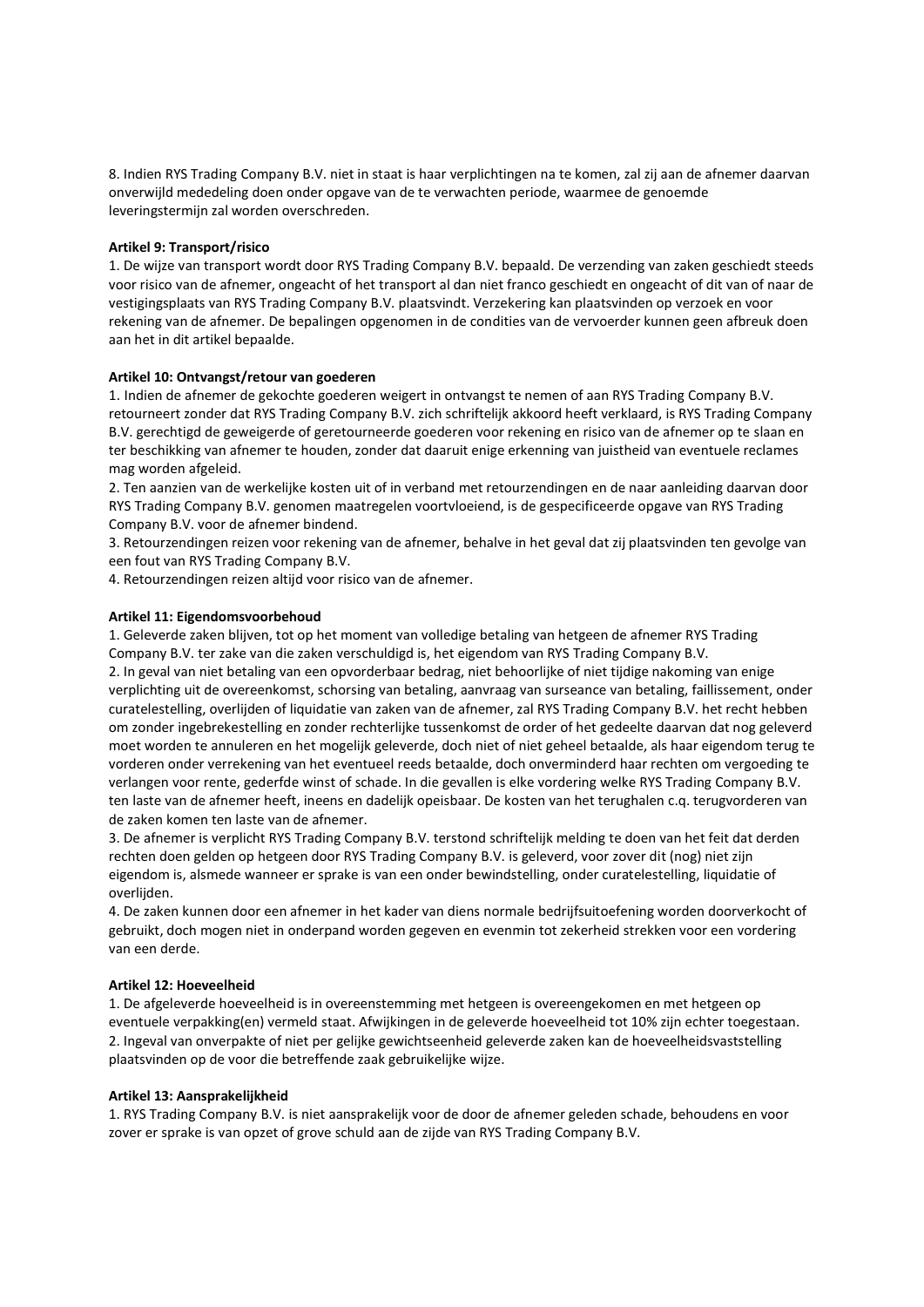8. Indien RYS Trading Company B.V. niet in staat is haar verplichtingen na te komen, zal zij aan de afnemer daarvan onverwijld mededeling doen onder opgave van de te verwachten periode, waarmee de genoemde leveringstermijn zal worden overschreden.

**Artikel 9: Transport/risico**

1. De wijze van transport wordt door RYS Trading Company B.V. bepaald. De verzending van zaken geschiedt steeds voor risico van de afnemer, ongeacht of het transport al dan niet franco geschiedt en ongeacht of dit van of naar de vestigingsplaats van RYS Trading Company B.V. plaatsvindt. Verzekering kan plaatsvinden op verzoek en voor rekening van de afnemer. De bepalingen opgenomen in de condities van de vervoerder kunnen geen afbreuk doen aan het in dit artikel bepaalde.

**Artikel 10: Ontvangst/retour van goederen**

1. Indien de afnemer de gekochte goederen weigert in ontvangst te nemen of aan RYS Trading Company B.V. retourneert zonder dat RYS Trading Company B.V. zich schriftelijk akkoord heeft verklaard, is RYS Trading Company B.V. gerechtigd de geweigerde of geretourneerde goederen voor rekening en risico van de afnemer op te slaan en ter beschikking van afnemer te houden, zonder dat daaruit enige erkenning van juistheid van eventuele reclames mag worden afgeleid.
2. Ten aanzien van de werkelijke kosten uit of in verband met retourzendingen en de naar aanleiding daarvan door RYS Trading Company B.V. genomen maatregelen voortvloeiend, is de gespecificeerde opgave van RYS Trading Company B.V. voor de afnemer bindend.
3. Retourzendingen reizen voor rekening van de afnemer, behalve in het geval dat zij plaatsvinden ten gevolge van een fout van RYS Trading Company B.V.
4. Retourzendingen reizen altijd voor risico van de afnemer.

**Artikel 11: Eigendomsvoorbehoud**

1. Geleverde zaken blijven, tot op het moment van volledige betaling van hetgeen de afnemer RYS Trading Company B.V. ter zake van die zaken verschuldigd is, het eigendom van RYS Trading Company B.V.
2. In geval van niet betaling van een opvorderbaar bedrag, niet behoorlijke of niet tijdige nakoming van enige verplichting uit de overeenkomst, schorsing van betaling, aanvraag van surseance van betaling, faillissement, onder curatelestelling, overlijden of liquidatie van zaken van de afnemer, zal RYS Trading Company B.V. het recht hebben om zonder ingebrekestelling en zonder rechterlijke tussenkomst de order of het gedeelte daarvan dat nog geleverd moet worden te annuleren en het mogelijk geleverde, doch niet of niet geheel betaalde, als haar eigendom terug te vorderen onder verrekening van het eventueel reeds betaalde, doch onverminderd haar rechten om vergoeding te verlangen voor rente, gederfde winst of schade. In die gevallen is elke vordering welke RYS Trading Company B.V. ten laste van de afnemer heeft, ineens en dadelijk opeisbaar. De kosten van het terughalen c.q. terugvorderen van de zaken komen ten laste van de afnemer.
3. De afnemer is verplicht RYS Trading Company B.V. terstond schriftelijk melding te doen van het feit dat derden rechten doen gelden op hetgeen door RYS Trading Company B.V. is geleverd, voor zover dit (nog) niet zijn eigendom is, alsmede wanneer er sprake is van een onder bewindstelling, onder curatelestelling, liquidatie of overlijden.
4. De zaken kunnen door een afnemer in het kader van diens normale bedrijfsuitoefening worden doorverkocht of gebruikt, doch mogen niet in onderpand worden gegeven en evenmin tot zekerheid strekken voor een vordering van een derde.

**Artikel 12: Hoeveelheid**

1. De afgeleverde hoeveelheid is in overeenstemming met hetgeen is overeengekomen en met hetgeen op eventuele verpakking(en) vermeld staat. Afwijkingen in de geleverde hoeveelheid tot 10% zijn echter toegestaan.
2. Ingeval van onverpakte of niet per gelijke gewichtseenheid geleverde zaken kan de hoeveelheidsvaststelling plaatsvinden op de voor die betreffende zaak gebruikelijke wijze.

**Artikel 13: Aansprakelijkheid**

1. RYS Trading Company B.V. is niet aansprakelijk voor de door de afnemer geleden schade, behoudens en voor zover er sprake is van opzet of grove schuld aan de zijde van RYS Trading Company B.V.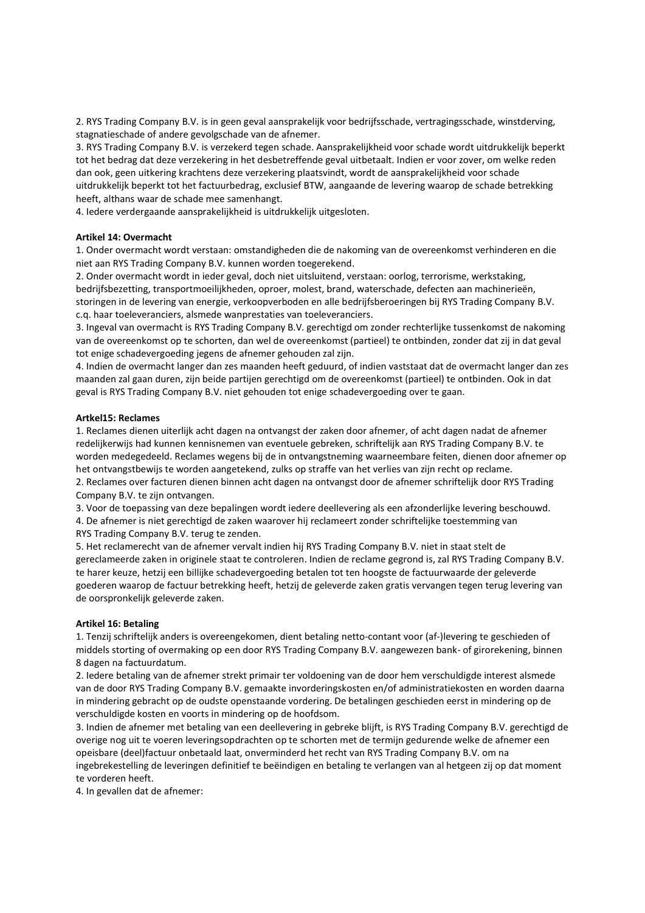2. RYS Trading Company B.V. is in geen geval aansprakelijk voor bedrijfsschade, vertragingsschade, winstderving, stagnatieschade of andere gevolgschade van de afnemer.
3. RYS Trading Company B.V. is verzekerd tegen schade. Aansprakelijkheid voor schade wordt uitdrukkelijk beperkt tot het bedrag dat deze verzekering in het desbetreffende geval uitbetaalt. Indien er voor zover, om welke reden dan ook, geen uitkering krachtens deze verzekering plaatsvindt, wordt de aansprakelijkheid voor schade uitdrukkelijk beperkt tot het factuurbedrag, exclusief BTW, aangaande de levering waarop de schade betrekking heeft, althans waar de schade mee samenhangt.
4. Iedere verdergaande aansprakelijkheid is uitdrukkelijk uitgesloten.

**Artikel 14: Overmacht**

1. Onder overmacht wordt verstaan: omstandigheden die de nakoming van de overeenkomst verhinderen en die niet aan RYS Trading Company B.V. kunnen worden toegerekend.
2. Onder overmacht wordt in ieder geval, doch niet uitsluitend, verstaan: oorlog, terrorisme, werkstaking, bedrijfsbezetting, transportmoeilijkheden, oproer, molest, brand, waterschade, defecten aan machinerieën, storingen in de levering van energie, verkoopverboden en alle bedrijfsberoeringen bij RYS Trading Company B.V. c.q. haar toeleveranciers, alsmede wanprestaties van toeleveranciers.
3. Ingeval van overmacht is RYS Trading Company B.V. gerechtigd om zonder rechterlijke tussenkomst de nakoming van de overeenkomst op te schorten, dan wel de overeenkomst (partieel) te ontbinden, zonder dat zij in dat geval tot enige schadevergoeding jegens de afnemer gehouden zal zijn.
4. Indien de overmacht langer dan zes maanden heeft geduurd, of indien vaststaat dat de overmacht langer dan zes maanden zal gaan duren, zijn beide partijen gerechtigd om de overeenkomst (partieel) te ontbinden. Ook in dat geval is RYS Trading Company B.V. niet gehouden tot enige schadevergoeding over te gaan.

**Artkel15: Reclames**

1. Reclames dienen uiterlijk acht dagen na ontvangst der zaken door afnemer, of acht dagen nadat de afnemer redelijkerwijs had kunnen kennisnemen van eventuele gebreken, schriftelijk aan RYS Trading Company B.V. te worden medegedeeld. Reclames wegens bij de in ontvangstneming waarneembare feiten, dienen door afnemer op het ontvangstbewijs te worden aangetekend, zulks op straffe van het verlies van zijn recht op reclame.
2. Reclames over facturen dienen binnen acht dagen na ontvangst door de afnemer schriftelijk door RYS Trading Company B.V. te zijn ontvangen.
3. Voor de toepassing van deze bepalingen wordt iedere deellevering als een afzonderlijke levering beschouwd.
4. De afnemer is niet gerechtigd de zaken waarover hij reclameert zonder schriftelijke toestemming van RYS Trading Company B.V. terug te zenden.
5. Het reclamerecht van de afnemer vervalt indien hij RYS Trading Company B.V. niet in staat stelt de gereclameerde zaken in originele staat te controleren. Indien de reclame gegrond is, zal RYS Trading Company B.V. te harer keuze, hetzij een billijke schadevergoeding betalen tot ten hoogste de factuurwaarde der geleverde goederen waarop de factuur betrekking heeft, hetzij de geleverde zaken gratis vervangen tegen terug levering van de oorspronkelijk geleverde zaken.

**Artikel 16: Betaling**

1. Tenzij schriftelijk anders is overeengekomen, dient betaling netto-contant voor (af-)levering te geschieden of middels storting of overmaking op een door RYS Trading Company B.V. aangewezen bank- of girorekening, binnen 8 dagen na factuurdatum.
2. Iedere betaling van de afnemer strekt primair ter voldoening van de door hem verschuldigde interest alsmede van de door RYS Trading Company B.V. gemaakte invorderingskosten en/of administratiekosten en worden daarna in mindering gebracht op de oudste openstaande vordering. De betalingen geschieden eerst in mindering op de verschuldigde kosten en voorts in mindering op de hoofdsom.
3. Indien de afnemer met betaling van een deellevering in gebreke blijft, is RYS Trading Company B.V. gerechtigd de overige nog uit te voeren leveringsopdrachten op te schorten met de termijn gedurende welke de afnemer een opeisbare (deel)factuur onbetaald laat, onverminderd het recht van RYS Trading Company B.V. om na ingebrekestelling de leveringen definitief te beëindigen en betaling te verlangen van al hetgeen zij op dat moment te vorderen heeft.
4. In gevallen dat de afnemer: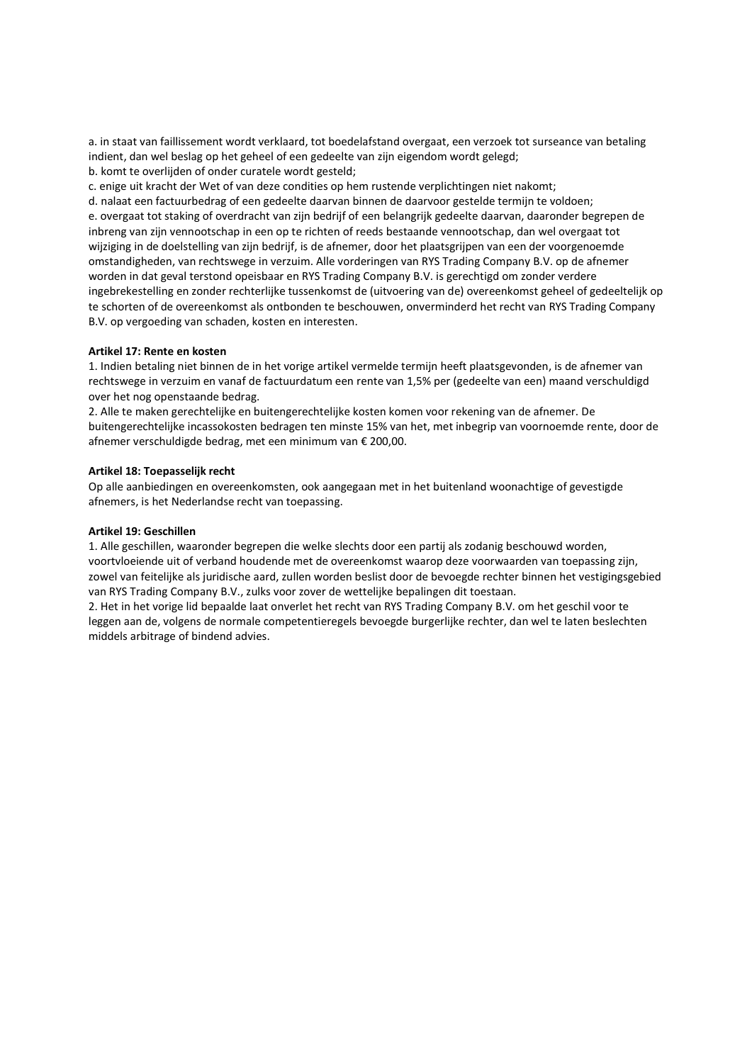a. in staat van faillissement wordt verklaard, tot boedelafstand overgaat, een verzoek tot surseance van betaling indient, dan wel beslag op het geheel of een gedeelte van zijn eigendom wordt gelegd;
b. komt te overlijden of onder curatele wordt gesteld;
c. enige uit kracht der Wet of van deze condities op hem rustende verplichtingen niet nakomt;
d. nalaat een factuurbedrag of een gedeelte daarvan binnen de daarvoor gestelde termijn te voldoen;
e. overgaat tot staking of overdracht van zijn bedrijf of een belangrijk gedeelte daarvan, daaronder begrepen de inbreng van zijn vennootschap in een op te richten of reeds bestaande vennootschap, dan wel overgaat tot wijziging in de doelstelling van zijn bedrijf, is de afnemer, door het plaatsgrijpen van een der voorgenoemde omstandigheden, van rechtswege in verzuim. Alle vorderingen van RYS Trading Company B.V. op de afnemer worden in dat geval terstond opeisbaar en RYS Trading Company B.V. is gerechtigd om zonder verdere ingebrekestelling en zonder rechterlijke tussenkomst de (uitvoering van de) overeenkomst geheel of gedeeltelijk op te schorten of de overeenkomst als ontbonden te beschouwen, onverminderd het recht van RYS Trading Company B.V. op vergoeding van schaden, kosten en interesten.

**Artikel 17: Rente en kosten**

1. Indien betaling niet binnen de in het vorige artikel vermelde termijn heeft plaatsgevonden, is de afnemer van rechtswege in verzuim en vanaf de factuurdatum een rente van 1,5% per (gedeelte van een) maand verschuldigd over het nog openstaande bedrag.
2. Alle te maken gerechtelijke en buitengerechtelijke kosten komen voor rekening van de afnemer. De buitengerechtelijke incassokosten bedragen ten minste 15% van het, met inbegrip van voornoemde rente, door de afnemer verschuldigde bedrag, met een minimum van € 200,00.

**Artikel 18: Toepasselijk recht**

Op alle aanbiedingen en overeenkomsten, ook aangegaan met in het buitenland woonachtige of gevestigde afnemers, is het Nederlandse recht van toepassing.

**Artikel 19: Geschillen**

1. Alle geschillen, waaronder begrepen die welke slechts door een partij als zodanig beschouwd worden, voortvloeiende uit of verband houdende met de overeenkomst waarop deze voorwaarden van toepassing zijn, zowel van feitelijke als juridische aard, zullen worden beslist door de bevoegde rechter binnen het vestigingsgebied van RYS Trading Company B.V., zulks voor zover de wettelijke bepalingen dit toestaan.
2. Het in het vorige lid bepaalde laat onverlet het recht van RYS Trading Company B.V. om het geschil voor te leggen aan de, volgens de normale competentieregels bevoegde burgerlijke rechter, dan wel te laten beslechten middels arbitrage of bindend advies.